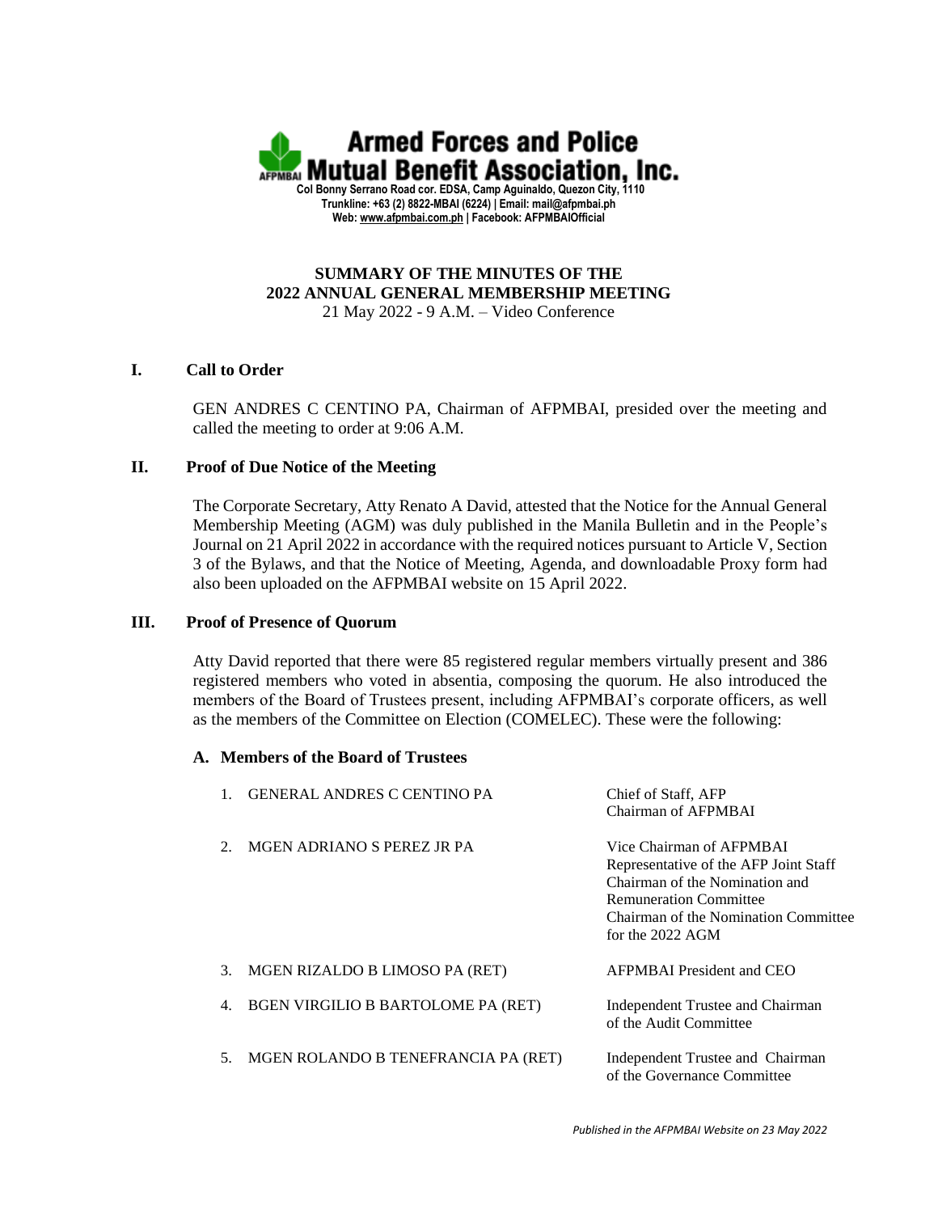# Armed Forces and Police Mutual Benefit Association, Inc.

Col Bonny Serrano Road cor. EDSA, Camp Aguinaldo, Quezon City, 1110
Trunkline: +63 (2) 8822-MBAI (6224) | Email: mail@afpmbai.ph
Web: www.afpmbai.com.ph | Facebook: AFPMBAIOfficial

## SUMMARY OF THE MINUTES OF THE 2022 ANNUAL GENERAL MEMBERSHIP MEETING

21 May 2022 - 9 A.M. – Video Conference

### I. Call to Order

GEN ANDRES C CENTINO PA, Chairman of AFPMBAI, presided over the meeting and called the meeting to order at 9:06 A.M.

### II. Proof of Due Notice of the Meeting

The Corporate Secretary, Atty Renato A David, attested that the Notice for the Annual General Membership Meeting (AGM) was duly published in the Manila Bulletin and in the People's Journal on 21 April 2022 in accordance with the required notices pursuant to Article V, Section 3 of the Bylaws, and that the Notice of Meeting, Agenda, and downloadable Proxy form had also been uploaded on the AFPMBAI website on 15 April 2022.

### III. Proof of Presence of Quorum

Atty David reported that there were 85 registered regular members virtually present and 386 registered members who voted in absentia, composing the quorum. He also introduced the members of the Board of Trustees present, including AFPMBAI's corporate officers, as well as the members of the Committee on Election (COMELEC). These were the following:

#### A. Members of the Board of Trustees

| | Name | Position |
|---|---|---|
| 1. | GENERAL ANDRES C CENTINO PA | Chief of Staff, AFP<br>Chairman of AFPMBAI |
| 2. | MGEN ADRIANO S PEREZ JR PA | Vice Chairman of AFPMBAI<br>Representative of the AFP Joint Staff<br>Chairman of the Nomination and Remuneration Committee<br>Chairman of the Nomination Committee for the 2022 AGM |
| 3. | MGEN RIZALDO B LIMOSO PA (RET) | AFPMBAI President and CEO |
| 4. | BGEN VIRGILIO B BARTOLOME PA (RET) | Independent Trustee and Chairman of the Audit Committee |
| 5. | MGEN ROLANDO B TENEFRANCIA PA (RET) | Independent Trustee and Chairman of the Governance Committee |

*Published in the AFPMBAI Website on 23 May 2022*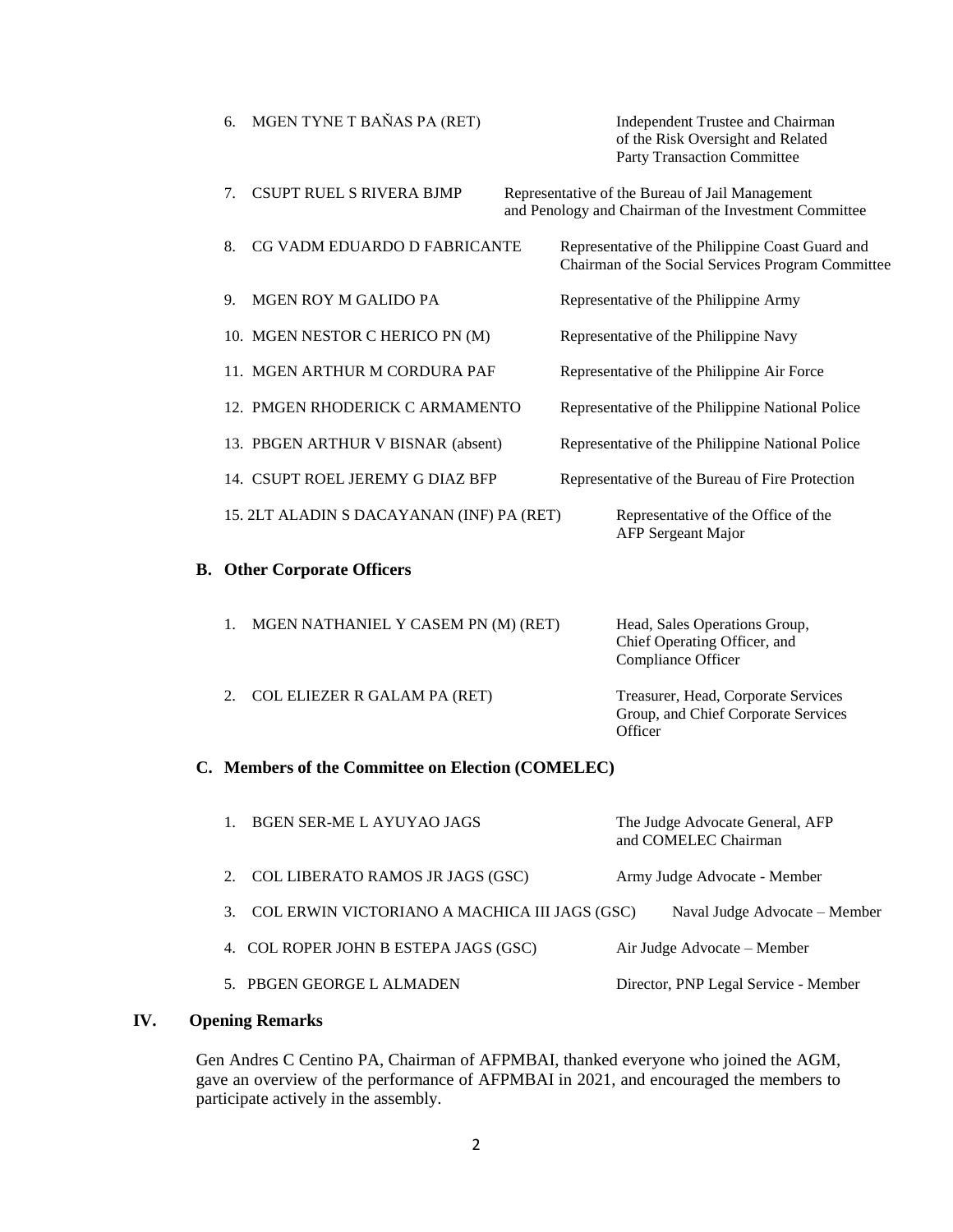6. MGEN TYNE T BAŇAS PA (RET) — Independent Trustee and Chairman of the Risk Oversight and Related Party Transaction Committee

7. CSUPT RUEL S RIVERA BJMP — Representative of the Bureau of Jail Management and Penology and Chairman of the Investment Committee

8. CG VADM EDUARDO D FABRICANTE — Representative of the Philippine Coast Guard and Chairman of the Social Services Program Committee

9. MGEN ROY M GALIDO PA — Representative of the Philippine Army

10. MGEN NESTOR C HERICO PN (M) — Representative of the Philippine Navy

11. MGEN ARTHUR M CORDURA PAF — Representative of the Philippine Air Force

12. PMGEN RHODERICK C ARMAMENTO — Representative of the Philippine National Police

13. PBGEN ARTHUR V BISNAR (absent) — Representative of the Philippine National Police

14. CSUPT ROEL JEREMY G DIAZ BFP — Representative of the Bureau of Fire Protection

15. 2LT ALADIN S DACAYANAN (INF) PA (RET) — Representative of the Office of the AFP Sergeant Major

### B. Other Corporate Officers

1. MGEN NATHANIEL Y CASEM PN (M) (RET) — Head, Sales Operations Group, Chief Operating Officer, and Compliance Officer

2. COL ELIEZER R GALAM PA (RET) — Treasurer, Head, Corporate Services Group, and Chief Corporate Services Officer

### C. Members of the Committee on Election (COMELEC)

1. BGEN SER-ME L AYUYAO JAGS — The Judge Advocate General, AFP and COMELEC Chairman

2. COL LIBERATO RAMOS JR JAGS (GSC) — Army Judge Advocate - Member

3. COL ERWIN VICTORIANO A MACHICA III JAGS (GSC) — Naval Judge Advocate – Member

4. COL ROPER JOHN B ESTEPA JAGS (GSC) — Air Judge Advocate – Member

5. PBGEN GEORGE L ALMADEN — Director, PNP Legal Service - Member

## IV. Opening Remarks

Gen Andres C Centino PA, Chairman of AFPMBAI, thanked everyone who joined the AGM, gave an overview of the performance of AFPMBAI in 2021, and encouraged the members to participate actively in the assembly.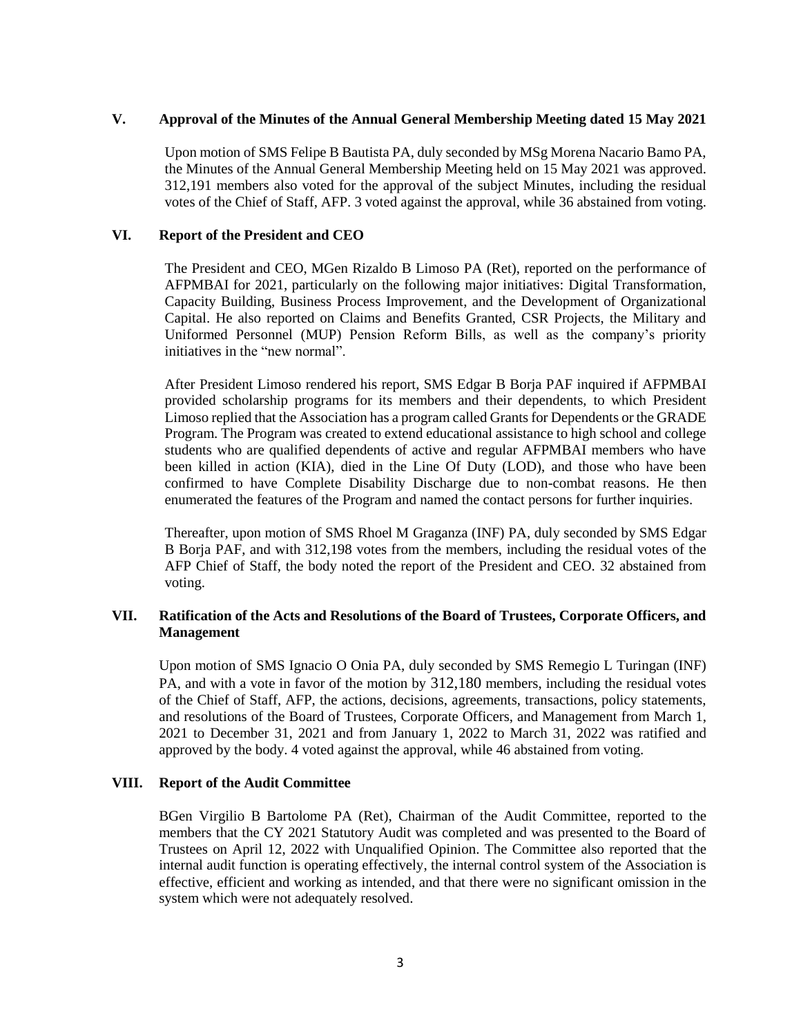## V. Approval of the Minutes of the Annual General Membership Meeting dated 15 May 2021

Upon motion of SMS Felipe B Bautista PA, duly seconded by MSg Morena Nacario Bamo PA, the Minutes of the Annual General Membership Meeting held on 15 May 2021 was approved. 312,191 members also voted for the approval of the subject Minutes, including the residual votes of the Chief of Staff, AFP. 3 voted against the approval, while 36 abstained from voting.

## VI. Report of the President and CEO

The President and CEO, MGen Rizaldo B Limoso PA (Ret), reported on the performance of AFPMBAI for 2021, particularly on the following major initiatives: Digital Transformation, Capacity Building, Business Process Improvement, and the Development of Organizational Capital. He also reported on Claims and Benefits Granted, CSR Projects, the Military and Uniformed Personnel (MUP) Pension Reform Bills, as well as the company's priority initiatives in the "new normal".

After President Limoso rendered his report, SMS Edgar B Borja PAF inquired if AFPMBAI provided scholarship programs for its members and their dependents, to which President Limoso replied that the Association has a program called Grants for Dependents or the GRADE Program. The Program was created to extend educational assistance to high school and college students who are qualified dependents of active and regular AFPMBAI members who have been killed in action (KIA), died in the Line Of Duty (LOD), and those who have been confirmed to have Complete Disability Discharge due to non-combat reasons. He then enumerated the features of the Program and named the contact persons for further inquiries.

Thereafter, upon motion of SMS Rhoel M Graganza (INF) PA, duly seconded by SMS Edgar B Borja PAF, and with 312,198 votes from the members, including the residual votes of the AFP Chief of Staff, the body noted the report of the President and CEO. 32 abstained from voting.

## VII. Ratification of the Acts and Resolutions of the Board of Trustees, Corporate Officers, and Management

Upon motion of SMS Ignacio O Onia PA, duly seconded by SMS Remegio L Turingan (INF) PA, and with a vote in favor of the motion by 312,180 members, including the residual votes of the Chief of Staff, AFP, the actions, decisions, agreements, transactions, policy statements, and resolutions of the Board of Trustees, Corporate Officers, and Management from March 1, 2021 to December 31, 2021 and from January 1, 2022 to March 31, 2022 was ratified and approved by the body. 4 voted against the approval, while 46 abstained from voting.

## VIII. Report of the Audit Committee

BGen Virgilio B Bartolome PA (Ret), Chairman of the Audit Committee, reported to the members that the CY 2021 Statutory Audit was completed and was presented to the Board of Trustees on April 12, 2022 with Unqualified Opinion. The Committee also reported that the internal audit function is operating effectively, the internal control system of the Association is effective, efficient and working as intended, and that there were no significant omission in the system which were not adequately resolved.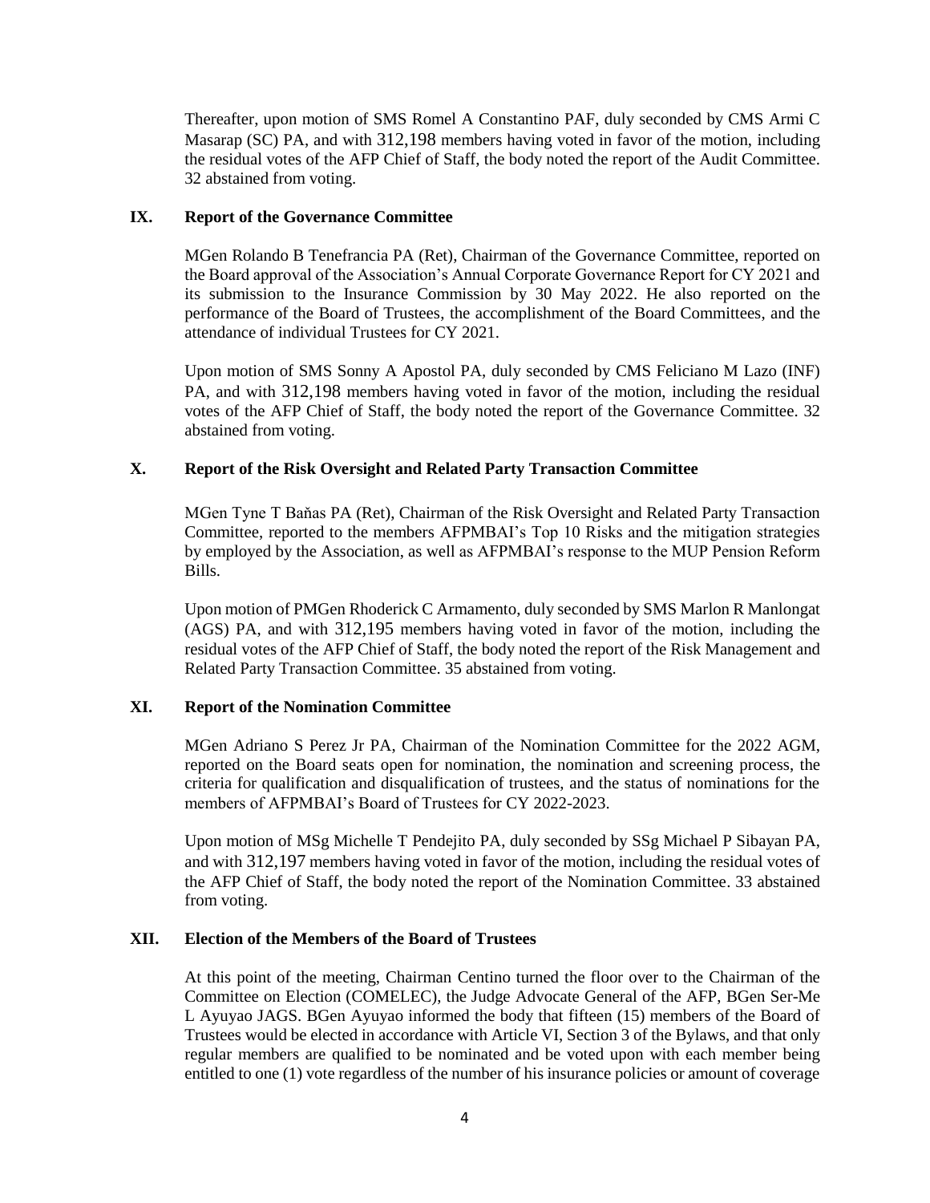Thereafter, upon motion of SMS Romel A Constantino PAF, duly seconded by CMS Armi C Masarap (SC) PA, and with 312,198 members having voted in favor of the motion, including the residual votes of the AFP Chief of Staff, the body noted the report of the Audit Committee. 32 abstained from voting.

## IX. Report of the Governance Committee

MGen Rolando B Tenefrancia PA (Ret), Chairman of the Governance Committee, reported on the Board approval of the Association's Annual Corporate Governance Report for CY 2021 and its submission to the Insurance Commission by 30 May 2022. He also reported on the performance of the Board of Trustees, the accomplishment of the Board Committees, and the attendance of individual Trustees for CY 2021.

Upon motion of SMS Sonny A Apostol PA, duly seconded by CMS Feliciano M Lazo (INF) PA, and with 312,198 members having voted in favor of the motion, including the residual votes of the AFP Chief of Staff, the body noted the report of the Governance Committee. 32 abstained from voting.

## X. Report of the Risk Oversight and Related Party Transaction Committee

MGen Tyne T Baňas PA (Ret), Chairman of the Risk Oversight and Related Party Transaction Committee, reported to the members AFPMBAI's Top 10 Risks and the mitigation strategies by employed by the Association, as well as AFPMBAI's response to the MUP Pension Reform Bills.

Upon motion of PMGen Rhoderick C Armamento, duly seconded by SMS Marlon R Manlongat (AGS) PA, and with 312,195 members having voted in favor of the motion, including the residual votes of the AFP Chief of Staff, the body noted the report of the Risk Management and Related Party Transaction Committee. 35 abstained from voting.

## XI. Report of the Nomination Committee

MGen Adriano S Perez Jr PA, Chairman of the Nomination Committee for the 2022 AGM, reported on the Board seats open for nomination, the nomination and screening process, the criteria for qualification and disqualification of trustees, and the status of nominations for the members of AFPMBAI's Board of Trustees for CY 2022-2023.

Upon motion of MSg Michelle T Pendejito PA, duly seconded by SSg Michael P Sibayan PA, and with 312,197 members having voted in favor of the motion, including the residual votes of the AFP Chief of Staff, the body noted the report of the Nomination Committee. 33 abstained from voting.

## XII. Election of the Members of the Board of Trustees

At this point of the meeting, Chairman Centino turned the floor over to the Chairman of the Committee on Election (COMELEC), the Judge Advocate General of the AFP, BGen Ser-Me L Ayuyao JAGS. BGen Ayuyao informed the body that fifteen (15) members of the Board of Trustees would be elected in accordance with Article VI, Section 3 of the Bylaws, and that only regular members are qualified to be nominated and be voted upon with each member being entitled to one (1) vote regardless of the number of his insurance policies or amount of coverage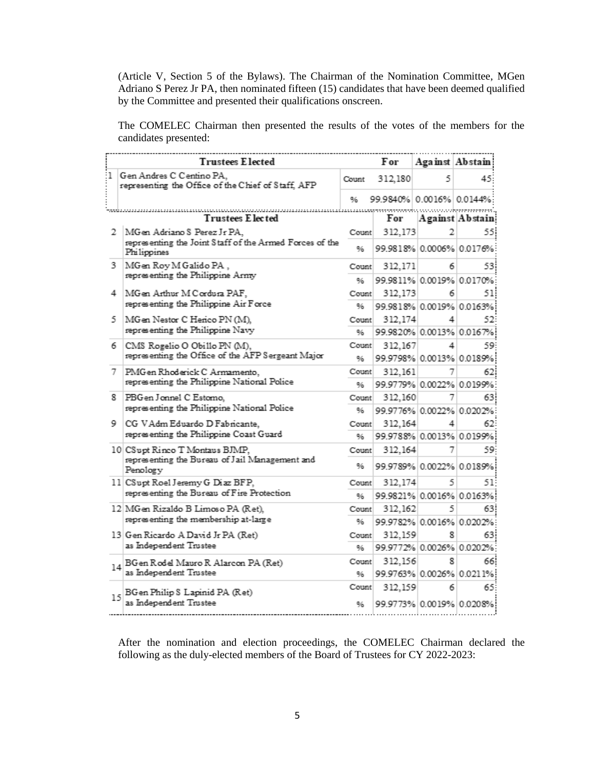(Article V, Section 5 of the Bylaws). The Chairman of the Nomination Committee, MGen Adriano S Perez Jr PA, then nominated fifteen (15) candidates that have been deemed qualified by the Committee and presented their qualifications onscreen.

The COMELEC Chairman then presented the results of the votes of the members for the candidates presented:

| | Trustees Elected | | For | Against | Abstain |
|---|---|---|---|---|---|
| 1 | Gen Andres C Centino PA, representing the Office of the Chief of Staff, AFP | Count | 312,180 | 5 | 45 |
| | | % | 99.9840% | 0.0016% | 0.0144% |
| 2 | MGen Adriano S Perez Jr PA, representing the Joint Staff of the Armed Forces of the Philippines | Count | 312,173 | 2 | 55 |
| | | % | 99.9818% | 0.0006% | 0.0176% |
| 3 | MGen Roy M Galido PA , representing the Philippine Army | Count | 312,171 | 6 | 53 |
| | | % | 99.9811% | 0.0019% | 0.0170% |
| 4 | MGen Arthur M Cordura PAF, representing the Philippine Air Force | Count | 312,173 | 6 | 51 |
| | | % | 99.9818% | 0.0019% | 0.0163% |
| 5 | MGen Nestor C Herico PN (M), representing the Philippine Navy | Count | 312,174 | 4 | 52 |
| | | % | 99.9820% | 0.0013% | 0.0167% |
| 6 | CMS Rogelio O Obillo PN (M), representing the Office of the AFP Sergeant Major | Count | 312,167 | 4 | 59 |
| | | % | 99.9798% | 0.0013% | 0.0189% |
| 7 | PMGen Rhoderick C Armamento, representing the Philippine National Police | Count | 312,161 | 7 | 62 |
| | | % | 99.9779% | 0.0022% | 0.0199% |
| 8 | PBGen Jonnel C Estomo, representing the Philippine National Police | Count | 312,160 | 7 | 63 |
| | | % | 99.9776% | 0.0022% | 0.0202% |
| 9 | CG VAdm Eduardo D Fabricante, representing the Philippine Coast Guard | Count | 312,164 | 4 | 62 |
| | | % | 99.9788% | 0.0013% | 0.0199% |
| 10 | CSupt Rinco T Montaus BJMP, representing the Bureau of Jail Management and Penology | Count | 312,164 | 7 | 59 |
| | | % | 99.9789% | 0.0022% | 0.0189% |
| 11 | CSupt Roel Jeremy G Diaz BFP, representing the Bureau of Fire Protection | Count | 312,174 | 5 | 51 |
| | | % | 99.9821% | 0.0016% | 0.0163% |
| 12 | MGen Rizaldo B Limoso PA (Ret), representing the membership at-large | Count | 312,162 | 5 | 63 |
| | | % | 99.9782% | 0.0016% | 0.0202% |
| 13 | Gen Ricardo A David Jr PA (Ret) as Independent Trustee | Count | 312,159 | 8 | 63 |
| | | % | 99.9772% | 0.0026% | 0.0202% |
| 14 | BGen Rodel Mauro R Alarcon PA (Ret) as Independent Trustee | Count | 312,156 | 8 | 66 |
| | | % | 99.9763% | 0.0026% | 0.0211% |
| 15 | BGen Philip S Lapinid PA (Ret) as Independent Trustee | Count | 312,159 | 6 | 65 |
| | | % | 99.9773% | 0.0019% | 0.0208% |

After the nomination and election proceedings, the COMELEC Chairman declared the following as the duly-elected members of the Board of Trustees for CY 2022-2023: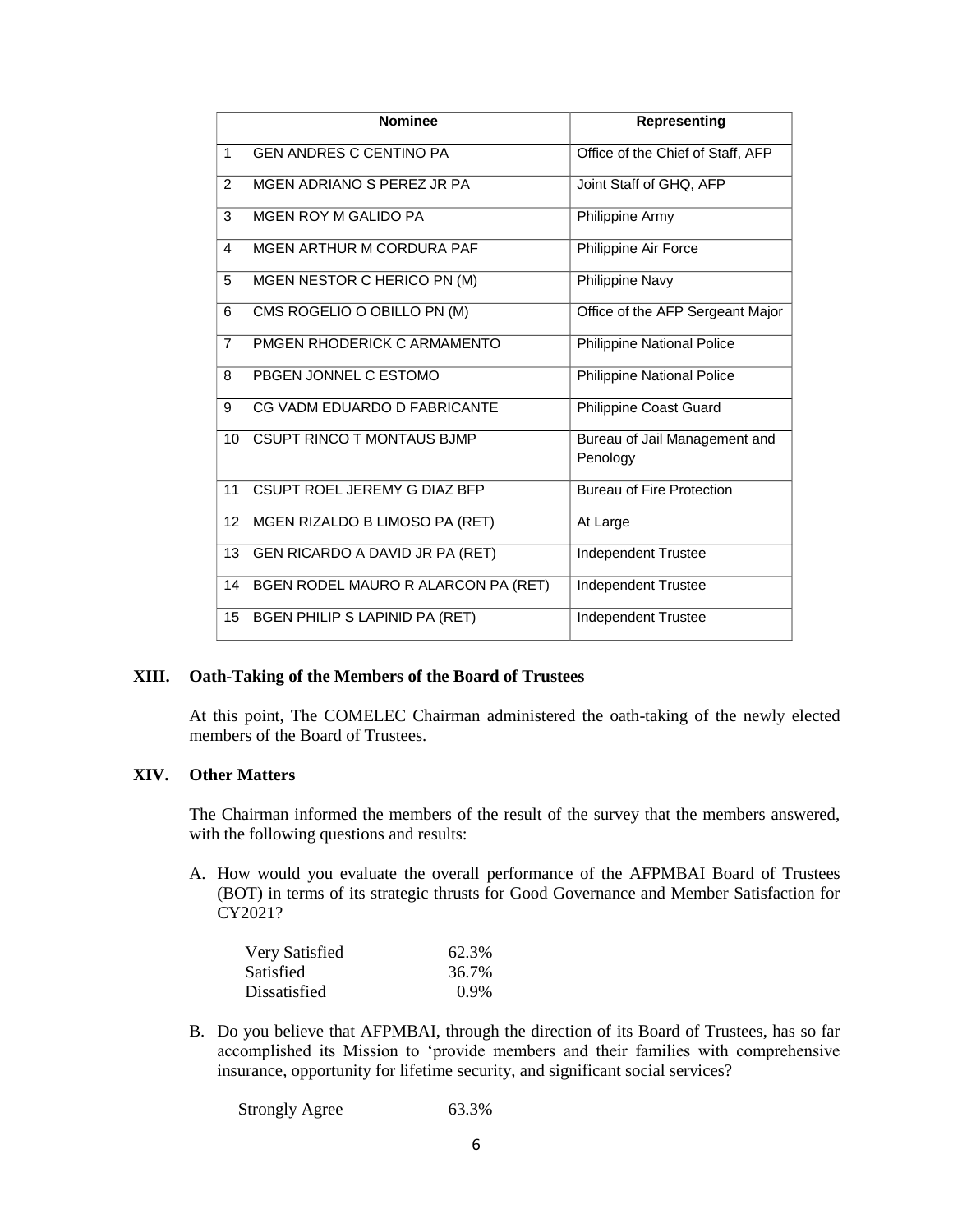| | Nominee | Representing |
|---|---|---|
| 1 | GEN ANDRES C CENTINO PA | Office of the Chief of Staff, AFP |
| 2 | MGEN ADRIANO S PEREZ JR PA | Joint Staff of GHQ, AFP |
| 3 | MGEN ROY M GALIDO PA | Philippine Army |
| 4 | MGEN ARTHUR M CORDURA PAF | Philippine Air Force |
| 5 | MGEN NESTOR C HERICO PN (M) | Philippine Navy |
| 6 | CMS ROGELIO O OBILLO PN (M) | Office of the AFP Sergeant Major |
| 7 | PMGEN RHODERICK C ARMAMENTO | Philippine National Police |
| 8 | PBGEN JONNEL C ESTOMO | Philippine National Police |
| 9 | CG VADM EDUARDO D FABRICANTE | Philippine Coast Guard |
| 10 | CSUPT RINCO T MONTAUS BJMP | Bureau of Jail Management and Penology |
| 11 | CSUPT ROEL JEREMY G DIAZ BFP | Bureau of Fire Protection |
| 12 | MGEN RIZALDO B LIMOSO PA (RET) | At Large |
| 13 | GEN RICARDO A DAVID JR PA (RET) | Independent Trustee |
| 14 | BGEN RODEL MAURO R ALARCON PA (RET) | Independent Trustee |
| 15 | BGEN PHILIP S LAPINID PA (RET) | Independent Trustee |

## XIII. Oath-Taking of the Members of the Board of Trustees

At this point, The COMELEC Chairman administered the oath-taking of the newly elected members of the Board of Trustees.

## XIV. Other Matters

The Chairman informed the members of the result of the survey that the members answered, with the following questions and results:

A. How would you evaluate the overall performance of the AFPMBAI Board of Trustees (BOT) in terms of its strategic thrusts for Good Governance and Member Satisfaction for CY2021?

| | |
|---|---|
| Very Satisfied | 62.3% |
| Satisfied | 36.7% |
| Dissatisfied | 0.9% |

B. Do you believe that AFPMBAI, through the direction of its Board of Trustees, has so far accomplished its Mission to 'provide members and their families with comprehensive insurance, opportunity for lifetime security, and significant social services?

| | |
|---|---|
| Strongly Agree | 63.3% |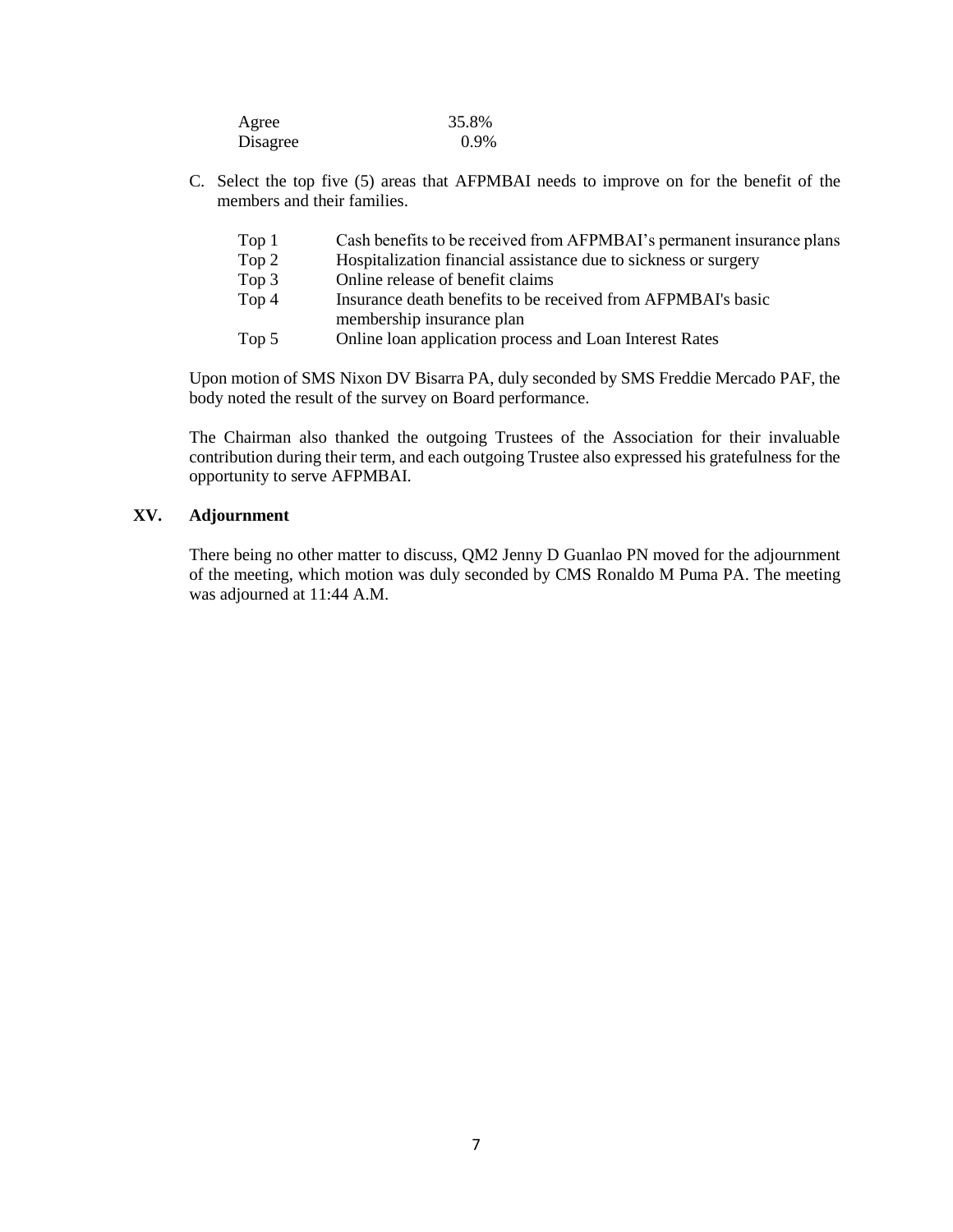| | |
|---|---|
| Agree | 35.8% |
| Disagree | 0.9% |

C. Select the top five (5) areas that AFPMBAI needs to improve on for the benefit of the members and their families.

| | |
|---|---|
| Top 1 | Cash benefits to be received from AFPMBAI's permanent insurance plans |
| Top 2 | Hospitalization financial assistance due to sickness or surgery |
| Top 3 | Online release of benefit claims |
| Top 4 | Insurance death benefits to be received from AFPMBAI's basic membership insurance plan |
| Top 5 | Online loan application process and Loan Interest Rates |

Upon motion of SMS Nixon DV Bisarra PA, duly seconded by SMS Freddie Mercado PAF, the body noted the result of the survey on Board performance.

The Chairman also thanked the outgoing Trustees of the Association for their invaluable contribution during their term, and each outgoing Trustee also expressed his gratefulness for the opportunity to serve AFPMBAI.

## XV. Adjournment

There being no other matter to discuss, QM2 Jenny D Guanlao PN moved for the adjournment of the meeting, which motion was duly seconded by CMS Ronaldo M Puma PA. The meeting was adjourned at 11:44 A.M.